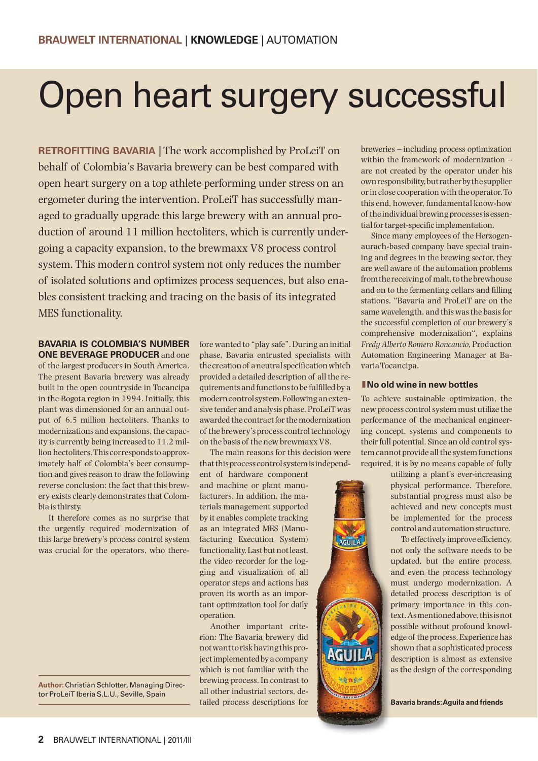# Open heart surgery successful

**RETROFITTING BAVARIA** | The work accomplished by ProLeiT on behalf of Colombia's Bavaria brewery can be best compared with open heart surgery on a top athlete performing under stress on an ergometer during the intervention. ProLeiT has successfully managed to gradually upgrade this large brewery with an annual production of around 11 million hectoliters, which is currently undergoing a capacity expansion, to the brewmaxx V8 process control system. This modern control system not only reduces the number of isolated solutions and optimizes process sequences, but also enables consistent tracking and tracing on the basis of its integrated MES functionality.

**BAVARIA IS COLOMBIA'S NUMBER ONE BEVERAGE PRODUCER** and one of the largest producers in South America. The present Bavaria brewery was already built in the open countryside in Tocancipa in the Bogota region in 1994. Initially, this plant was dimensioned for an annual output of 6.5 million hectoliters. Thanks to modernizations and expansions, the capacity is currently being increased to 11.2 million hectoliters. This corresponds to approximately half of Colombia's beer consumption and gives reason to draw the following reverse conclusion: the fact that this brewery exists clearly demonstrates that Colombia is thirsty.

It therefore comes as no surprise that the urgently required modernization of this large brewery's process control system was crucial for the operators, who therefore wanted to "play safe". During an initial phase, Bavaria entrusted specialists with the creation of a neutral specification which provided a detailed description of all the requirements and functions to be fulfilled by a modern control system. Following an extensive tender and analysis phase, ProLeiT was awarded the contract for the modernization of the brewery's process control technology on the basis of the new brewmaxx V8.

The main reasons for this decision were that this process control system is independent of hardware component and machine or plant manufacturers. In addition, the materials management supported by it enables complete tracking as an integrated MES (Manufacturing Execution System) functionality. Last but not least, the video recorder for the logging and visualization of all operator steps and actions has proven its worth as an important optimization tool for daily operation.

Another important criterion: The Bavaria brewery did not want to risk having this project implemented by a company which is not familiar with the brewing process. In contrast to all other industrial sectors, detailed process descriptions for breweries – including process optimization within the framework of modernization – are not created by the operator under his own responsibility, but rather by the supplier or in close cooperation with the operator. To this end, however, fundamental know-how of the individual brewing processes is essential for target-specific implementation.

Since many employees of the Herzogenaurach-based company have special training and degrees in the brewing sector, they are well aware of the automation problems from the receiving of malt, to the brewhouse and on to the fermenting cellars and filling stations. "Bavaria and ProLeiT are on the same wavelength, and this was the basis for the successful completion of our brewery's comprehensive modernization", explains *Fredy Alberto Romero Roncancio,* Production Automation Engineering Manager at Bavaria Tocancipa.

Author: Christian Schlotter, Managing Director ProLeiT Iberia S.L.U., Seville, Spain

## No old wine in new bottles

To achieve sustainable optimization, the new process control system must utilize the performance of the mechanical engineering concept, systems and components to their full potential. Since an old control system cannot provide all the system functions required, it is by no means capable of fully utilizing a plant's ever-increasing physical performance. Therefore, substantial progress must also be achieved and new concepts must be implemented for the process control and automation structure.

To effectively improve efficiency, not only the software needs to be updated, but the entire process, and even the process technology must undergo modernization. A detailed process description is of primary importance in this context. As mentioned above, this is not possible without profound knowledge of the process. Experience has shown that a sophisticated process description is almost as extensive as the design of the corresponding

Bavaria brands: Aguila and friends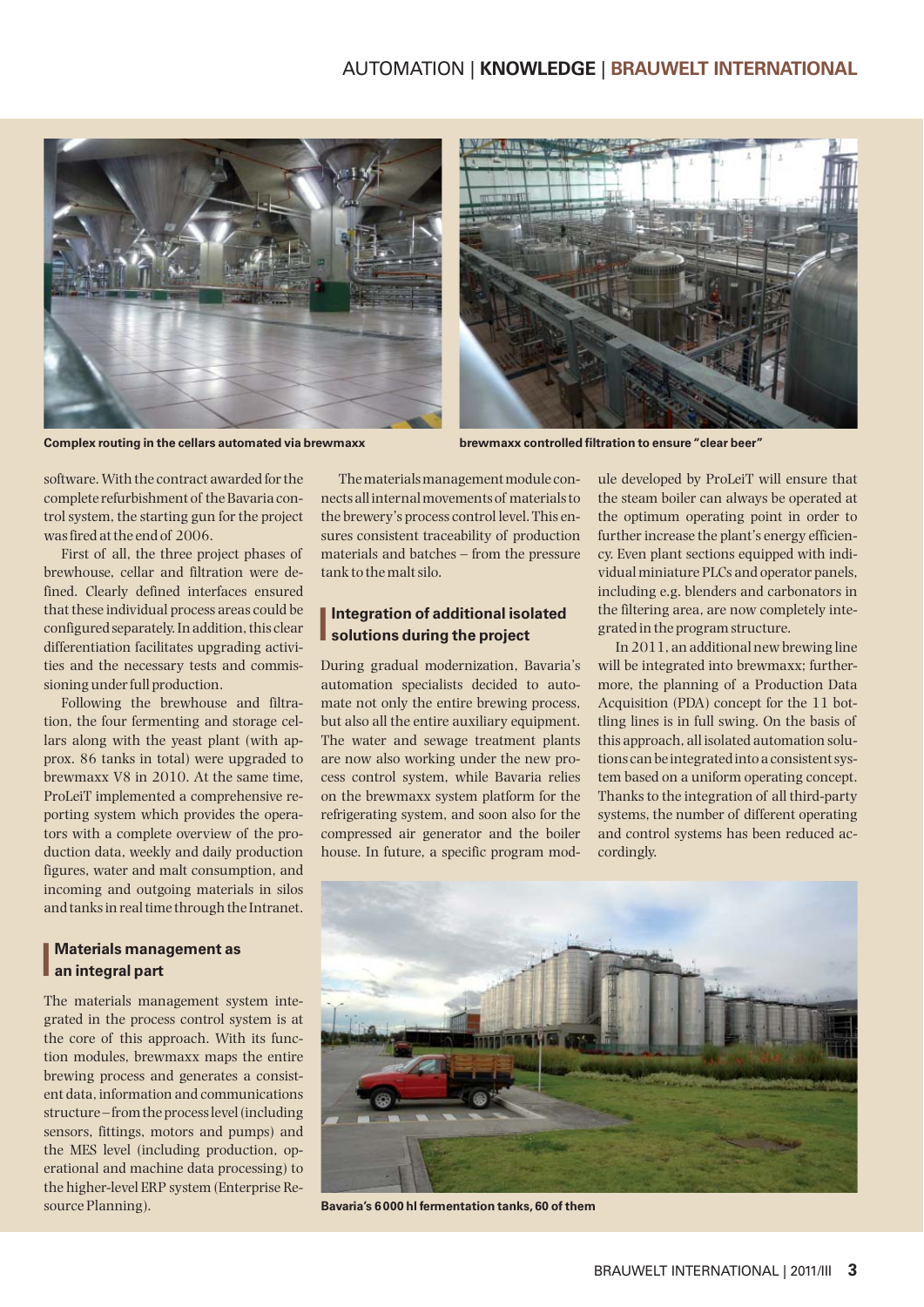Complex routing in the cellars automated via brewmaxx

brewmaxx controlled filtration to ensure "clear beer"

software. With the contract awarded for the complete refurbishment of the Bavaria control system, the starting gun for the project was fired at the end of 2006.

First of all, the three project phases of brewhouse, cellar and filtration were defined. Clearly defined interfaces ensured that these individual process areas could be configured separately. In addition, this clear differentiation facilitates upgrading activities and the necessary tests and commissioning under full production.

Following the brewhouse and filtration, the four fermenting and storage cellars along with the yeast plant (with approx. 86 tanks in total) were upgraded to brewmaxx V8 in 2010. At the same time, ProLeiT implemented a comprehensive reporting system which provides the operators with a complete overview of the production data, weekly and daily production figures, water and malt consumption, and incoming and outgoing materials in silos and tanks in real time through the Intranet.

## Materials management as an integral part

The materials management system integrated in the process control system is at the core of this approach. With its function modules, brewmaxx maps the entire brewing process and generates a consistent data, information and communications structure – from the process level (including sensors, fittings, motors and pumps) and the MES level (including production, operational and machine data processing) to the higher-level ERP system (Enterprise Resource Planning).

The materials management module connects all internal movements of materials to the brewery's process control level. This ensures consistent traceability of production materials and batches – from the pressure tank to the malt silo.

## Integration of additional isolated solutions during the project

During gradual modernization, Bavaria's automation specialists decided to automate not only the entire brewing process, but also all the entire auxiliary equipment. The water and sewage treatment plants are now also working under the new process control system, while Bavaria relies on the brewmaxx system platform for the refrigerating system, and soon also for the compressed air generator and the boiler house. In future, a specific program module developed by ProLeiT will ensure that the steam boiler can always be operated at the optimum operating point in order to further increase the plant's energy efficiency. Even plant sections equipped with individual miniature PLCs and operator panels, including e.g. blenders and carbonators in the filtering area, are now completely integrated in the program structure.

In 2011, an additional new brewing line will be integrated into brewmaxx; furthermore, the planning of a Production Data Acquisition (PDA) concept for the 11 bottling lines is in full swing. On the basis of this approach, all isolated automation solutions can be integrated into a consistent system based on a uniform operating concept. Thanks to the integration of all third-party systems, the number of different operating and control systems has been reduced accordingly.

Bavaria's 6 000 hl fermentation tanks, 60 of them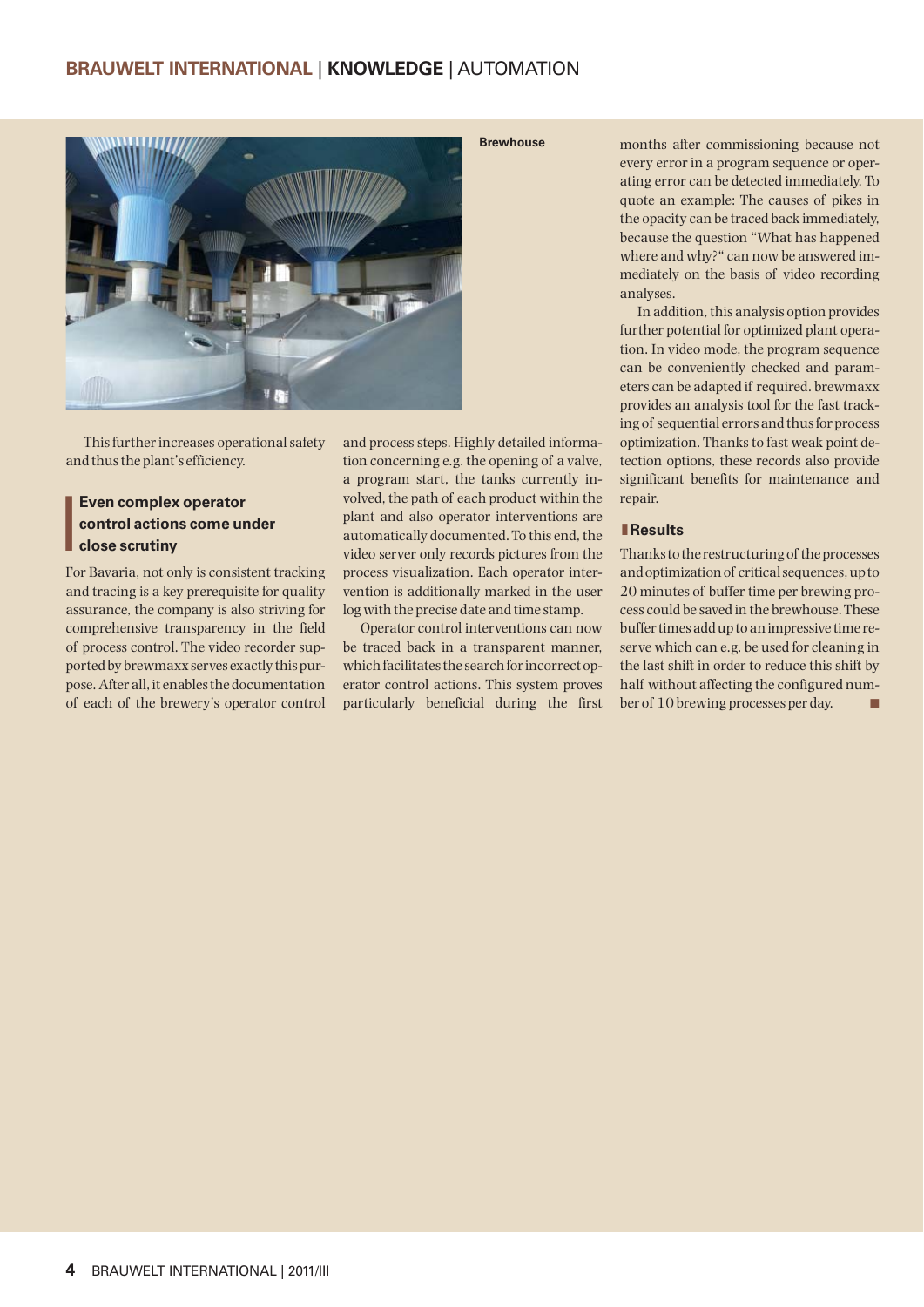Brewhouse

This further increases operational safety and thus the plant's efficiency.

## Even complex operator control actions come under close scrutiny

For Bavaria, not only is consistent tracking and tracing is a key prerequisite for quality assurance, the company is also striving for comprehensive transparency in the field of process control. The video recorder supported by brewmaxx serves exactly this purpose. After all, it enables the documentation of each of the brewery's operator control and process steps. Highly detailed information concerning e.g. the opening of a valve, a program start, the tanks currently involved, the path of each product within the plant and also operator interventions are automatically documented. To this end, the video server only records pictures from the process visualization. Each operator intervention is additionally marked in the user log with the precise date and time stamp.

Operator control interventions can now be traced back in a transparent manner, which facilitates the search for incorrect operator control actions. This system proves particularly beneficial during the first months after commissioning because not every error in a program sequence or operating error can be detected immediately. To quote an example: The causes of pikes in the opacity can be traced back immediately, because the question "What has happened where and why?" can now be answered immediately on the basis of video recording analyses.

In addition, this analysis option provides further potential for optimized plant operation. In video mode, the program sequence can be conveniently checked and parameters can be adapted if required. brewmaxx provides an analysis tool for the fast tracking of sequential errors and thus for process optimization. Thanks to fast weak point detection options, these records also provide significant benefits for maintenance and repair.

## Results

Thanks to the restructuring of the processes and optimization of critical sequences, up to 20 minutes of buffer time per brewing process could be saved in the brewhouse. These buffer times add up to an impressive time reserve which can e.g. be used for cleaning in the last shift in order to reduce this shift by half without affecting the configured number of 10 brewing processes per day. ■